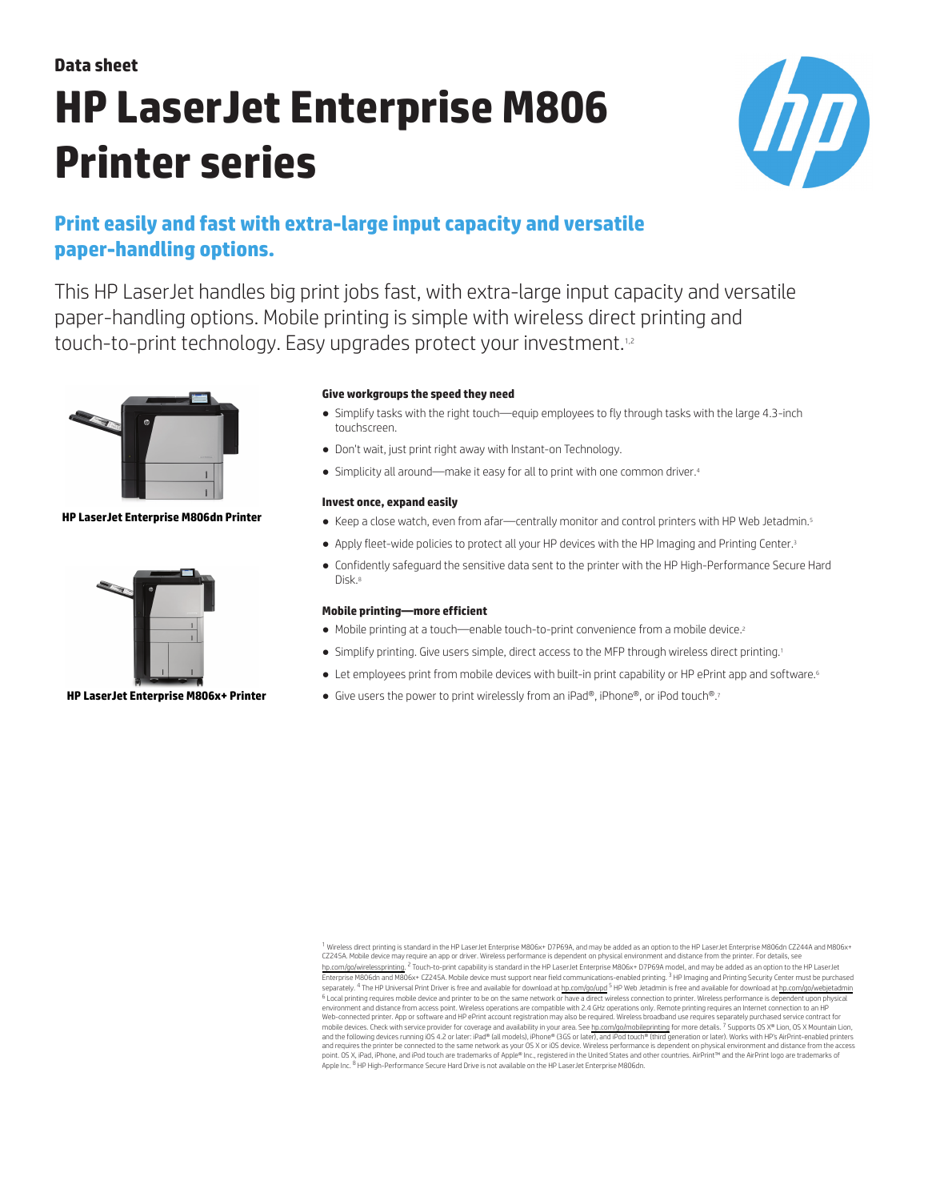Data sheet

# HP LaserJet Enterprise M806 Printer series

## Print easily and fast with extra-large input capacity and versatile paper-handling options.

This HP LaserJet handles big print jobs fast, with extra-large input capacity and versatile paper-handling options. Mobile printing is simple with wireless direct printing and touch-to-print technology. Easy upgrades protect your investment.[1,2]

**HP LaserJet Enterprise M806dn Printer**

**HP LaserJet Enterprise M806x+ Printer**

### Give workgroups the speed they need

- Simplify tasks with the right touch—equip employees to fly through tasks with the large 4.3-inch touchscreen.
- Don't wait, just print right away with Instant-on Technology.
- Simplicity all around—make it easy for all to print with one common driver.[4]

### Invest once, expand easily

- Keep a close watch, even from afar—centrally monitor and control printers with HP Web Jetadmin.[5]
- Apply fleet-wide policies to protect all your HP devices with the HP Imaging and Printing Center.[3]
- Confidently safeguard the sensitive data sent to the printer with the HP High-Performance Secure Hard Disk.[8]

### Mobile printing—more efficient

- Mobile printing at a touch—enable touch-to-print convenience from a mobile device.[2]
- Simplify printing. Give users simple, direct access to the MFP through wireless direct printing.[1]
- Let employees print from mobile devices with built-in print capability or HP ePrint app and software.[6]
- Give users the power to print wirelessly from an iPad®, iPhone®, or iPod touch®.[7]

[1] Wireless direct printing is standard in the HP LaserJet Enterprise M806x+ D7P69A, and may be added as an option to the HP LaserJet Enterprise M806dn CZ244A and M806x+ CZ245A. Mobile device may require an app or driver. Wireless performance is dependent on physical environment and distance from the printer. For details, see hp.com/go/wirelessprinting. [2] Touch-to-print capability is standard in the HP LaserJet Enterprise M806x+ D7P69A model, and may be added as an option to the HP LaserJet Enterprise M806dn and M806x+ CZ245A. Mobile device must support near field communications-enabled printing. [3] HP Imaging and Printing Security Center must be purchased separately. [4] The HP Universal Print Driver is free and available for download at hp.com/go/upd [5] HP Web Jetadmin is free and available for download at hp.com/go/webjetadmin [6] Local printing requires mobile device and printer to be on the same network or have a direct wireless connection to printer. Wireless performance is dependent upon physical environment and distance from access point. Wireless operations are compatible with 2.4 GHz operations only. Remote printing requires an Internet connection to an HP Web-connected printer. App or software and HP ePrint account registration may also be required. Wireless broadband use requires separately purchased service contract for mobile devices. Check with service provider for coverage and availability in your area. See hp.com/go/mobileprinting for more details. [7] Supports OS X® Lion, OS X Mountain Lion, and the following devices running iOS 4.2 or later: iPad® (all models), iPhone® (3GS or later), and iPod touch® (third generation or later). Works with HP's AirPrint-enabled printers and requires the printer be connected to the same network as your OS X or iOS device. Wireless performance is dependent on physical environment and distance from the access point. OS X, iPad, iPhone, and iPod touch are trademarks of Apple® Inc., registered in the United States and other countries. AirPrint™ and the AirPrint logo are trademarks of Apple Inc. [8] HP High-Performance Secure Hard Drive is not available on the HP LaserJet Enterprise M806dn.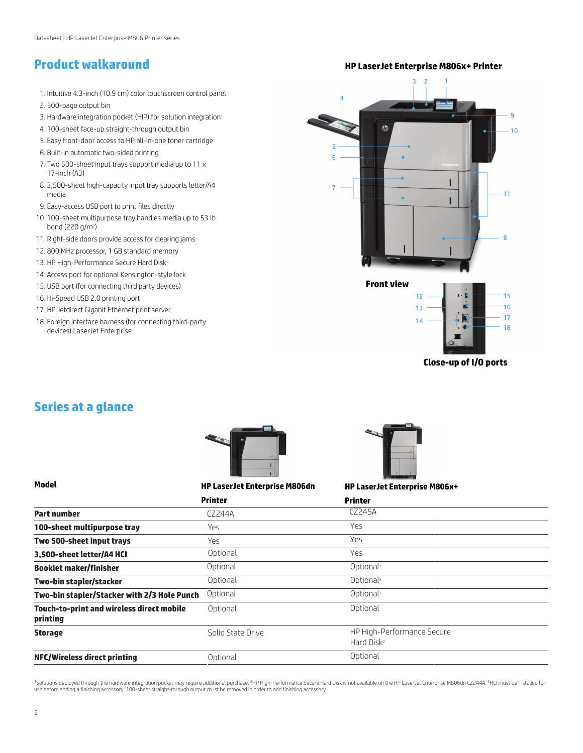## Product walkaround

1. Intuitive 4.3-inch (10.9 cm) color touchscreen control panel
2. 500-page output bin
3. Hardware integration pocket (HIP) for solution integration[1]
4. 100-sheet face-up straight-through output bin
5. Easy front-door access to HP all-in-one toner cartridge
6. Built-in automatic two-sided printing
7. Two 500-sheet input trays support media up to 11 x 17-inch (A3)
8. 3,500-sheet high-capacity input tray supports letter/A4 media
9. Easy-access USB port to print files directly
10. 100-sheet multipurpose tray handles media up to 53 lb bond (220 g/m²)
11. Right-side doors provide access for clearing jams
12. 800 MHz processor, 1 GB standard memory
13. HP High-Performance Secure Hard Disk[2]
14. Access port for optional Kensington-style lock
15. USB port (for connecting third party devices)
16. Hi-Speed USB 2.0 printing port
17. HP Jetdirect Gigabit Ethernet print server
18. Foreign interface harness (for connecting third-party devices) LaserJet Enterprise

**HP LaserJet Enterprise M806x+ Printer**

Front view

Close-up of I/O ports

## Series at a glance

| Model | HP LaserJet Enterprise M806dn Printer | HP LaserJet Enterprise M806x+ Printer |
|---|---|---|
| **Part number** | CZ244A | CZ245A |
| **100-sheet multipurpose tray** | Yes | Yes |
| **Two 500-sheet input trays** | Yes | Yes |
| **3,500-sheet letter/A4 HCI** | Optional | Yes |
| **Booklet maker/finisher** | Optional | Optional[3] |
| **Two-bin stapler/stacker** | Optional | Optional[3] |
| **Two-bin stapler/Stacker with 2/3 Hole Punch** | Optional | Optional[3] |
| **Touch-to-print and wireless direct mobile printing** | Optional | Optional |
| **Storage** | Solid State Drive | HP High-Performance Secure Hard Disk[2] |
| **NFC/Wireless direct printing** | Optional | Optional |

[1]Solutions deployed through the hardware integration pocket may require additional purchase. [2]HP High-Performance Secure Hard Disk is not available on the HP LaserJet Enterprise M806dn CZ244A. [3]HCI must be installed for use before adding a finishing accessory. 100-sheet straight-through output must be removed in order to add finishing accessory.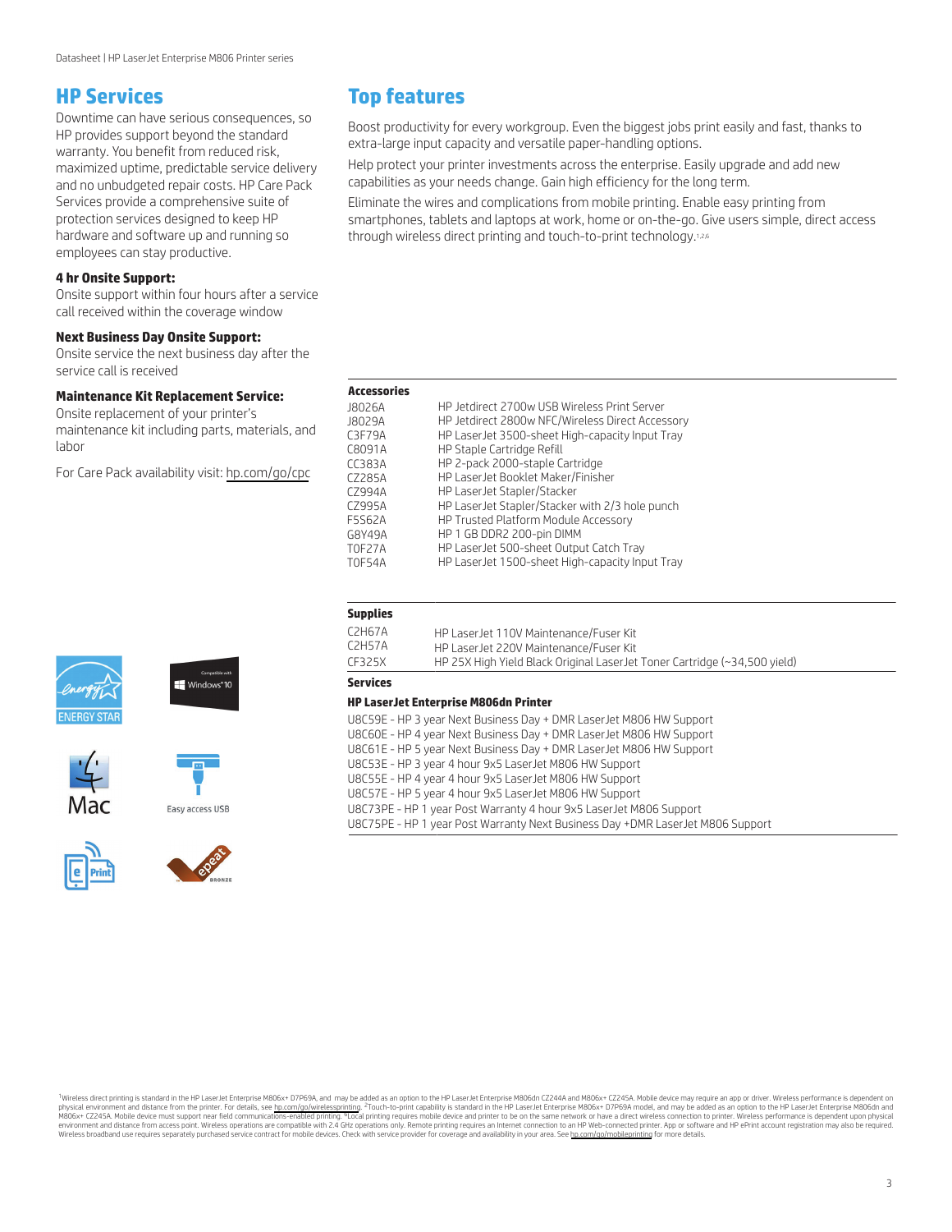## HP Services

Downtime can have serious consequences, so HP provides support beyond the standard warranty. You benefit from reduced risk, maximized uptime, predictable service delivery and no unbudgeted repair costs. HP Care Pack Services provide a comprehensive suite of protection services designed to keep HP hardware and software up and running so employees can stay productive.

**4 hr Onsite Support:**
Onsite support within four hours after a service call received within the coverage window

**Next Business Day Onsite Support:**
Onsite service the next business day after the service call is received

**Maintenance Kit Replacement Service:**
Onsite replacement of your printer's maintenance kit including parts, materials, and labor

For Care Pack availability visit: hp.com/go/cpc

## Top features

Boost productivity for every workgroup. Even the biggest jobs print easily and fast, thanks to extra-large input capacity and versatile paper-handling options.

Help protect your printer investments across the enterprise. Easily upgrade and add new capabilities as your needs change. Gain high efficiency for the long term.

Eliminate the wires and complications from mobile printing. Enable easy printing from smartphones, tablets and laptops at work, home or on-the-go. Give users simple, direct access through wireless direct printing and touch-to-print technology.[1,2,6]

### Accessories

| | |
|---|---|
| J8026A | HP Jetdirect 2700w USB Wireless Print Server |
| J8029A | HP Jetdirect 2800w NFC/Wireless Direct Accessory |
| C3F79A | HP LaserJet 3500-sheet High-capacity Input Tray |
| C8091A | HP Staple Cartridge Refill |
| CC383A | HP 2-pack 2000-staple Cartridge |
| CZ285A | HP LaserJet Booklet Maker/Finisher |
| CZ994A | HP LaserJet Stapler/Stacker |
| CZ995A | HP LaserJet Stapler/Stacker with 2/3 hole punch |
| F5S62A | HP Trusted Platform Module Accessory |
| G8Y49A | HP 1 GB DDR2 200-pin DIMM |
| T0F27A | HP LaserJet 500-sheet Output Catch Tray |
| T0F54A | HP LaserJet 1500-sheet High-capacity Input Tray |

### Supplies

| | |
|---|---|
| C2H67A | HP LaserJet 110V Maintenance/Fuser Kit |
| C2H57A | HP LaserJet 220V Maintenance/Fuser Kit |
| CF325X | HP 25X High Yield Black Original LaserJet Toner Cartridge (~34,500 yield) |

### Services

**HP LaserJet Enterprise M806dn Printer**

U8C59E - HP 3 year Next Business Day + DMR LaserJet M806 HW Support
U8C60E - HP 4 year Next Business Day + DMR LaserJet M806 HW Support
U8C61E - HP 5 year Next Business Day + DMR LaserJet M806 HW Support
U8C53E - HP 3 year 4 hour 9x5 LaserJet M806 HW Support
U8C55E - HP 4 year 4 hour 9x5 LaserJet M806 HW Support
U8C57E - HP 5 year 4 hour 9x5 LaserJet M806 HW Support
U8C73PE - HP 1 year Post Warranty 4 hour 9x5 LaserJet M806 Support
U8C75PE - HP 1 year Post Warranty Next Business Day +DMR LaserJet M806 Support

ENERGY STAR

Compatible with Windows 10

Mac

Easy access USB

ePrint

epeat BRONZE

[1]Wireless direct printing is standard in the HP LaserJet Enterprise M806x+ D7P69A, and may be added as an option to the HP LaserJet Enterprise M806dn CZ244A and M806x+ CZ245A. Mobile device may require an app or driver. Wireless performance is dependent on physical environment and distance from the printer. For details, see hp.com/go/wirelessprinting. [2]Touch-to-print capability is standard in the HP LaserJet Enterprise M806x+ D7P69A model, and may be added as an option to the HP LaserJet Enterprise M806dn and M806x+ CZ245A. Mobile device must support near field communications-enabled printing. [6]Local printing requires mobile device and printer to be on the same network or have a direct wireless connection to printer. Wireless performance is dependent upon physical environment and distance from access point. Wireless operations are compatible with 2.4 GHz operations only. Remote printing requires an Internet connection to an HP Web-connected printer. App or software and HP ePrint account registration may also be required. Wireless broadband use requires separately purchased service contract for mobile devices. Check with service provider for coverage and availability in your area. See hp.com/go/mobileprinting for more details.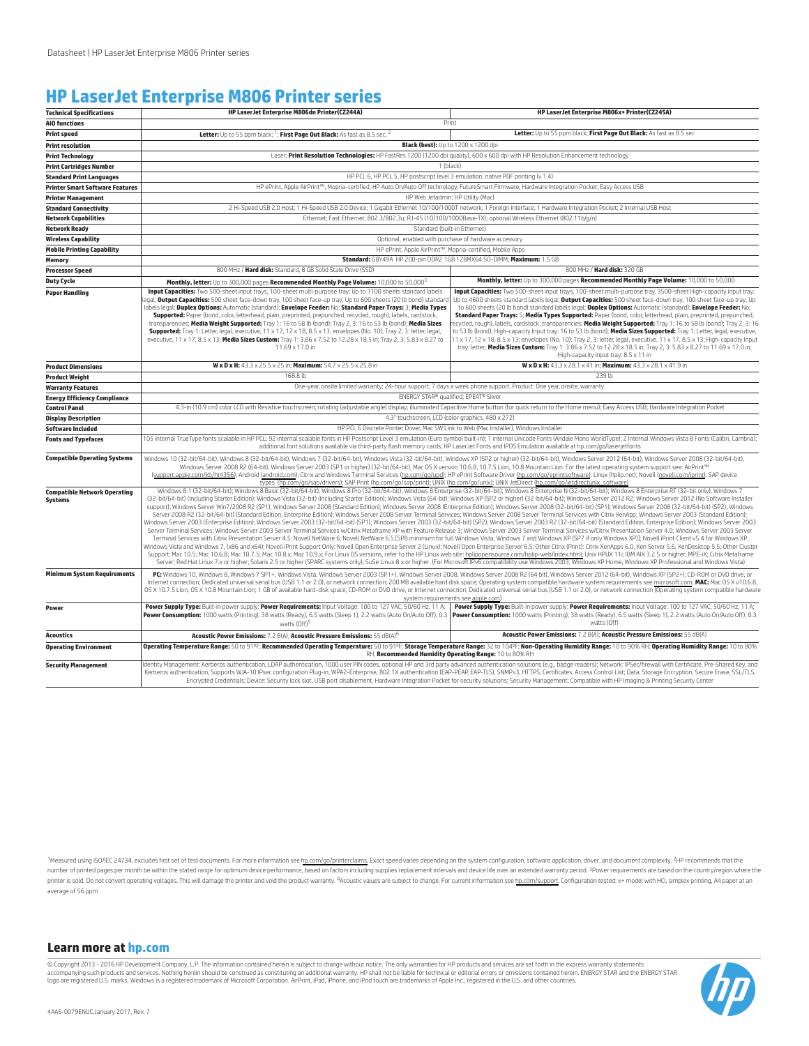# HP LaserJet Enterprise M806 Printer series

| Technical Specifications | HP LaserJet Enterprise M806dn Printer(CZ244A) | HP LaserJet Enterprise M806x+ Printer(CZ245A) |
|---|---|---|
| AIO functions | Print | |
| Print speed | **Letter:** Up to 55 ppm black; [1]; **First Page Out Black:** As fast as 8.5 sec; [2] | **Letter:** Up to 55 ppm black; **First Page Out Black:** As fast as 8.5 sec |
| Print resolution | **Black (best):** Up to 1200 x 1200 dpi | |
| Print Technology | Laser; **Print Resolution Technologies:** HP FastRes 1200 (1200 dpi quality), 600 x 600 dpi with HP Resolution Enhancement technology | |
| Print Cartridges Number | 1 (black) | |
| Standard Print Languages | HP PCL 6, HP PCL 5, HP postscript level 3 emulation, native PDF printing (v 1.4) | |
| Printer Smart Software Features | HP ePrint, Apple AirPrint™, Mopria-certified, HP Auto On/Auto Off technology, FutureSmart Firmware, Hardware Integration Pocket, Easy Access USB | |
| Printer Management | HP Web Jetadmin; HP Utility (Mac) | |
| Standard Connectivity | 2 Hi-Speed USB 2.0 Host; 1 Hi-Speed USB 2.0 Device; 1 Gigabit Ethernet 10/100/1000T network; 1 Foreign Interface; 1 Hardware Integration Pocket; 2 Internal USB Host | |
| Network Capabilities | Ethernet; Fast Ethernet; 802.3/802.3u; RJ-45 (10/100/1000Base-TX); optional Wireless Ethernet (802.11b/g/n) | |
| Network Ready | Standard (built-in Ethernet) | |
| Wireless Capability | Optional, enabled with purchase of hardware accessory | |
| Mobile Printing Capability | HP ePrint, Apple AirPrint™, Mopria-certified, Mobile Apps | |
| Memory | **Standard:** G8Y49A HP 200-pin DDR2 1GB 128MX64 SO-DIMM; **Maximum:** 1.5 GB | |
| Processor Speed | 800 MHz / **Hard disk:** Standard, 8 GB Solid State Drive (SSD) | 800 MHz / **Hard disk:** 320 GB |
| Duty Cycle | **Monthly, letter:** Up to 300,000 pages **Recommended Monthly Page Volume:** 10,000 to 50,000[3] | **Monthly, letter:** Up to 300,000 pages **Recommended Monthly Page Volume:** 10,000 to 50,000 |
| Paper Handling | **Input Capacities:** Two 500-sheet input trays, 100-sheet multi-purpose tray; Up to 1100 sheets standard labels legal; **Output Capacities:** 500 sheet face-down tray, 100 sheet face-up tray; Up to 600 sheets (20 lb bond) standard labels legal; **Duplex Options:** Automatic (standard); **Envelope Feeder:** No; **Standard Paper Trays:** 3; **Media Types Supported:** Paper (bond, color, letterhead, plain, preprinted, prepunched, recycled, rough), labels, cardstock, transparencies; **Media Weight Supported:** Tray 1: 16 to 58 lb (bond); Tray 2, 3: 16 to 53 lb (bond); **Media Sizes Supported:** Tray 1: Letter, legal, executive, 11 x 17, 12 x 18, 8.5 x 13; envelopes (No. 10); Tray 2, 3: letter, legal, executive, 11 x 17, 8.5 x 13; **Media Sizes Custom:** Tray 1: 3.86 x 7.52 to 12.28 x 18.5 in; Tray 2, 3: 5.83 x 8.27 to 11.69 x 17.0 in | **Input Capacities:** Two 500-sheet input trays, 100-sheet multi-purpose tray, 3500-sheet High-capacity input tray; Up to 4600 sheets standard labels legal; **Output Capacities:** 500 sheet face-down tray, 100 sheet face-up tray; Up to 600 sheets (20 lb bond) standard labels legal; **Duplex Options:** Automatic (standard); **Envelope Feeder:** No; **Standard Paper Trays:** 5; **Media Types Supported:** Paper (bond, color, letterhead, plain, preprinted, prepunched, recycled, rough), labels, cardstock, transparencies; **Media Weight Supported:** Tray 1: 16 to 58 lb (bond); Tray 2, 3: 16 to 53 lb (bond); High-capacity Input tray: 16 to 53 lb (bond); **Media Sizes Supported:** Tray 1: Letter, legal, executive, 11 x 17, 12 x 18, 8.5 x 13; envelopes (No. 10); Tray 2, 3: letter, legal, executive, 11 x 17, 8.5 x 13; High-capacity Input tray: letter; **Media Sizes Custom:** Tray 1: 3.86 x 7.52 to 12.28 x 18.5 in; Tray 2, 3: 5.83 x 8.27 to 11.69 x 17.0 in; High-capacity Input tray: 8.5 x 11 in |
| Product Dimensions | **W x D x H:** 43.3 x 25.5 x 25 in; **Maximum:** 54.7 x 25.5 x 25.8 in | **W x D x H:** 43.3 x 28.1 x 41 in; **Maximum:** 43.3 x 28.1 x 41.9 in |
| Product Weight | 168.8 lb | 239 lb |
| Warranty Features | One-year, onsite limited warranty; 24-hour support; 7 days a week phone support, Product: One year, onsite, warranty. | |
| Energy Efficiency Compliance | ENERGY STAR® qualified; EPEAT® Silver | |
| Control Panel | 4.3-in (10.9 cm) color LCD with Resistive touchscreen; rotating (adjustable angle) display; illuminated Capacitive Home button (for quick return to the Home menu); Easy Access USB; Hardware Integration Pocket | |
| Display Description | 4.3" touchscreen, LCD (color graphics, 480 x 272) | |
| Software Included | HP PCL 6 Discrete Printer Driver, Mac SW Link to Web (Mac Installer), Windows Installer | |
| Fonts and Typefaces | 105 internal TrueType fonts scalable in HP PCL; 92 internal scalable fonts in HP Postscript Level 3 emulation (Euro symbol built-in); 1 internal Unicode Fonts (Andale Mono WorldType); 2 Internal Windows Vista 8 Fonts (Calibri, Cambria); additional font solutions available via third-party flash memory cards; HP LaserJet Fonts and IPDS Emulation available at hp.com/go/laserjetfonts | |
| Compatible Operating Systems | Windows 10 (32-bit/64-bit), Windows 8 (32-bit/64-bit), Windows 7 (32-bit/64-bit), Windows Vista (32-bit/64-bit), Windows XP (SP2 or higher) (32-bit/64-bit), Windows Server 2012 (64-bit), Windows Server 2008 (32-bit/64-bit), Windows Server 2008 R2 (64-bit), Windows Server 2003 (SP1 or higher) (32-bit/64-bit), Mac OS X version 10.6.8, 10.7.5 Lion, 10.8 Mountain Lion. For the latest operating system support see: AirPrint™ (support.apple.com/kb/ht4356); Android (android.com); Citrix and Windows Terminal Services (hp.com/go/upd); HP ePrint Software Driver (hp.com/go/eprintsoftware); Linux (hplip.net); Novell (novell.com/iprint); SAP device types (hp.com/go/sap/drivers); SAP Print (hp.com/go/sap/print); UNIX (hp.com/go/unix); UNIX JetDirect (hp.com/go/jetdirectunix_software) | |
| Compatible Network Operating Systems | Windows 8.1 (32-bit/64-bit); Windows 8 Basic (32-bit/64-bit); Windows 8 Pro (32-bit/64-bit); Windows 8 Enterprise (32-bit/64-bit); Windows 8 Enterprise N (32-bit/64-bit); Windows 8 Enterprise RT (32-bit only); Windows 7 (32-bit/64-bit) (Including Starter Edition); Windows Vista (32-bit) (Including Starter Edition); Windows Vista (64-bit); Windows XP (SP2 or higher) (32-bit/64-bit); Windows Server 2012 R2; Windows Server 2012 (No Software Installer support); Windows Server Win7/2008 R2 (SP1); Windows Server 2008 (Standard Edition); Windows Server 2008 (Enterprise Edition); Windows Server 2008 (32-bit/64-bit) (SP1); Windows Server 2008 (32-bit/64-bit) (SP2); Windows Server 2008 R2 (32-bit/64-bit) (Standard Edition, Enterprise Edition); Windows Server 2008 Server Terminal Services; Windows Server 2008 Server Terminal Services with Citrix XenApp; Windows Server 2003 (Standard Edition); Windows Server 2003 (Enterprise Edition); Windows Server 2003 (32-bit/64-bit) (SP1); Windows Server 2003 (32-bit/64-bit) (SP2); Windows Server 2003 R2 (32-bit/64-bit) (Standard Edition, Enterprise Edition); Windows Server 2003 Server Terminal Services; Windows Server 2003 Server Terminal Services w/Citrix Metaframe XP with Feature Release 3; Windows Server 2003 Server Terminal Services w/Citrix Presentation Server 4.0; Windows Server 2003 Server Terminal Services with Citrix Presentation Server 4.5; Novell NetWare 6; Novell NetWare 6.5 [SP8 minimum for full Windows Vista, Windows 7 and Windows XP (SP7 if only Windows XP)]; Novell iPrint Client v5.4 for Windows XP, Windows Vista and Windows 7, (x86 and x64); Novell iPrint Support Only; Novell Open Enterprise Server 2 (Linux); Novell Open Enterprise Server 6.5; Other Citrix (Print): Citrix XenApps 6.0, Xen Server 5.6, XenDesktop 5.5; Other Cluster Support; Mac 10.5; Mac 10.6.8; Mac 10.7.5; Mac 10.8.x; Mac 10.9.x; For Linux OS versions, refer to the HP Linux web site: hplipopensource.com/hplip-web/index.html; Unix HPUX 11i; IBM AIX 3.2.5 or higher; MPE-iX; Citrix Metaframe Server; Red Hat Linux 7.x or higher; Solaris 2.5 or higher (SPARC systems only); SuSe Linux 8.x or higher. (For Microsoft IPv6 compatibility use Windows 2003, Windows XP Home, Windows XP Professional and Windows Vista) | |
| Minimum System Requirements | **PC:** Windows 10, Windows 8, Windows 7 SP1+, Windows Vista, Windows Server 2003 (SP1+), Windows Server 2008, Windows Server 2008 R2 (64 bit), Windows Server 2012 (64-bit), Windows XP (SP2+); CD-ROM or DVD drive, or Internet connection; Dedicated universal serial bus (USB 1.1 or 2.0), or network connection; 200 MB available hard disk space; Operating system compatible hardware system requirements see microsoft.com; **MAC:** Mac OS X v10.6.8, OS X 10.7.5 Lion, OS X 10.8 Mountain Lion; 1 GB of available hard-disk space; CD-ROM or DVD drive, or Internet connection; Dedicated universal serial bus (USB 1.1 or 2.0), or network connection (Operating system compatible hardware system requirements see apple.com) | |
| Power | **Power Supply Type:** Built-in power supply; **Power Requirements:** Input Voltage: 100 to 127 VAC, 50/60 Hz, 11 A; **Power Consumption:** 1000 watts (Printing), 38 watts (Ready), 6.5 watts (Sleep 1), 2.2 watts (Auto On/Auto Off), 0.3 watts (Off)[5] | **Power Supply Type:** Built-in power supply; **Power Requirements:** Input Voltage: 100 to 127 VAC, 50/60 Hz, 11 A; **Power Consumption:** 1000 watts (Printing), 38 watts (Ready), 6.5 watts (Sleep 1), 2.2 watts (Auto On/Auto Off), 0.3 watts (Off) |
| Acoustics | **Acoustic Power Emissions:** 7.2 B(A); **Acoustic Pressure Emissions:** 55 dB(A)[6] | **Acoustic Power Emissions:** 7.2 B(A); **Acoustic Pressure Emissions:** 55 dB(A) |
| Operating Environment | **Operating Temperature Range:** 50 to 91ºF; **Recommended Operating Temperature:** 50 to 91ºF; **Storage Temperature Range:** 32 to 104ºF; **Non-Operating Humidity Range:** 10 to 90% RH; **Operating Humidity Range:** 10 to 80% RH; **Recommended Humidity Operating Range:** 10 to 80% RH | |
| Security Management | Identity Management: Kerberos authentication, LDAP authentication, 1000 user PIN codes, optional HP and 3rd party advanced authentication solutions (e.g., badge readers); Network: IPSec/firewall with Certificate, Pre-Shared Key, and Kerberos authentication, Supports WJA-10 IPsec configuration Plug-in, WPA2-Enterprise, 802.1X authentication (EAP-PEAP, EAP-TLS), SNMPv3, HTTPS, Certificates, Access Control List; Data: Storage Encryption, Secure Erase, SSL/TLS, Encrypted Credentials; Device: Security lock slot, USB port disablement, Hardware Integration Pocket for security solutions; Security Management: Compatible with HP Imaging & Printing Security Center | |

[1]Measured using ISO/IEC 24734, excludes first set of test documents. For more information see hp.com/go/printerclaims. Exact speed varies depending on the system configuration, software application, driver, and document complexity. [2]HP recommends that the number of printed pages per month be within the stated range for optimum device performance, based on factors including supplies replacement intervals and device life over an extended warranty period. [3]Power requirements are based on the country/region where the printer is sold. Do not convert operating voltages. This will damage the printer and void the product warranty. [4]Acoustic values are subject to change. For current information see hp.com/support. Configuration tested: x+ model with HCI, simplex printing, A4 paper at an average of 56 ppm.

## Learn more at hp.com

© Copyright 2013 - 2016 HP Development Company, L.P. The information contained herein is subject to change without notice. The only warranties for HP products and services are set forth in the express warranty statements accompanying such products and services. Nothing herein should be construed as constituting an additional warranty. HP shall not be liable for technical or editorial errors or omissions contained herein. ENERGY STAR and the ENERGY STAR logo are registered U.S. marks. Windows is a registered trademark of Microsoft Corporation. AirPrint, iPad, iPhone, and iPod touch are trademarks of Apple Inc., registered in the U.S. and other countries.

4AA5-0079ENUC,January 2017, Rev. 7